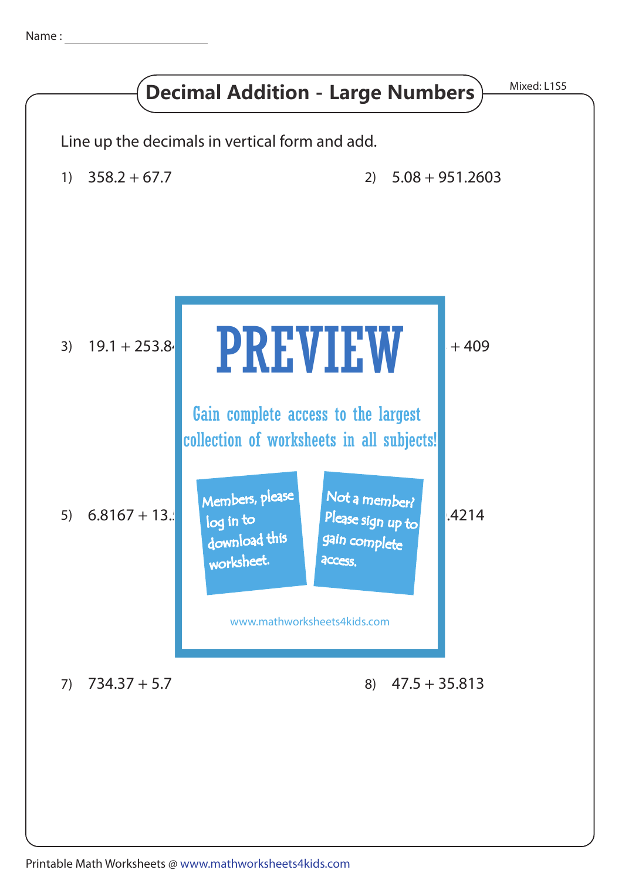Name :

# Decimal Addition - Large Numbers

Mixed: L1S5

Line up the decimals in vertical form and add.

1) 358.2 + 67.7

2) 5.08 + 951.2603

3) 19.1 + 253.8

+ 409

# PREVIEW

Gain complete access to the largest collection of worksheets in all subjects!

Members, please log in to download this worksheet.

Not a member? Please sign up to gain complete access.

www.mathworksheets4kids.com

5) 6.8167 + 13.

.4214

7) 734.37 + 5.7

8) 47.5 + 35.813

Printable Math Worksheets @ www.mathworksheets4kids.com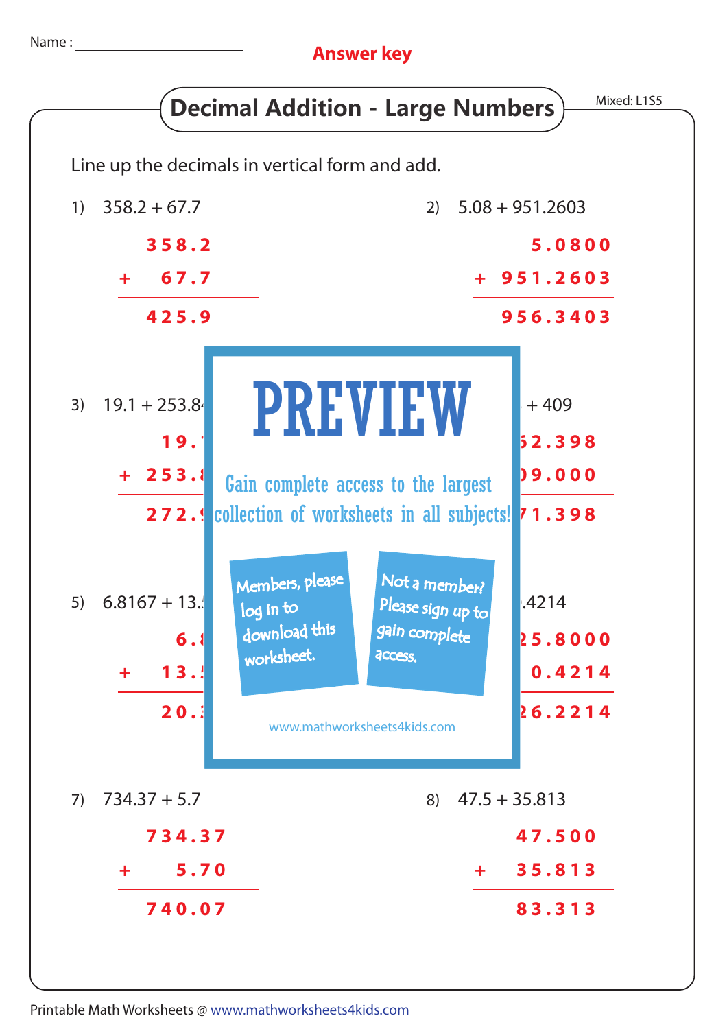Name : ______________________

**Answer key**

# Decimal Addition - Large Numbers

Mixed: L1S5

Line up the decimals in vertical form and add.

1) 358.2 + 67.7

```
  358.2
+  67.7
-------
  425.9
```

2) 5.08 + 951.2603

```
    5.0800
+ 951.2603
----------
  956.3403
```

3) 19.1 + 253.8

```
   19.
+ 253.
-------
  272.
```

4) + 409

```
 2.398
 9.000
-------
 71.398
```

5) 6.8167 + 13.

```
   6.
+ 13.
------
  20.
```

6) .4214

```
 25.8000
  0.4214
---------
 26.2214
```

PREVIEW

Gain complete access to the largest collection of worksheets in all subjects!

Members, please log in to download this worksheet.

Not a member? Please sign up to gain complete access.

www.mathworksheets4kids.com

7) 734.37 + 5.7

```
  734.37
+   5.70
--------
  740.07
```

8) 47.5 + 35.813

```
   47.500
+  35.813
---------
   83.313
```

Printable Math Worksheets @ www.mathworksheets4kids.com